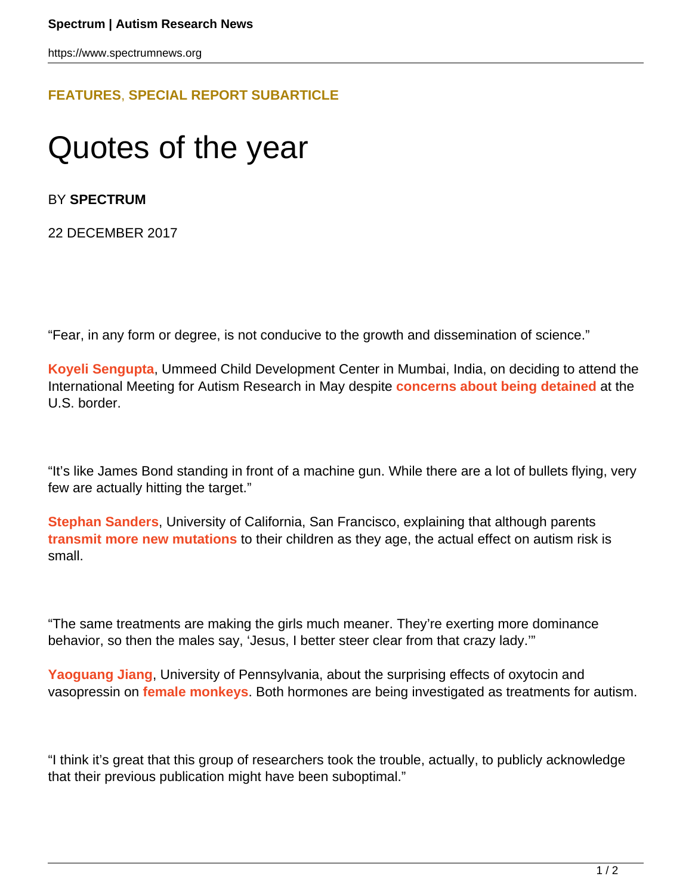**FEATURES, SPECIAL REPORT SUBARTICLE**

# Quotes of the year

BY **SPECTRUM**

22 DECEMBER 2017

"Fear, in any form or degree, is not conducive to the growth and dissemination of science."

**Koyeli Sengupta**, Ummeed Child Development Center in Mumbai, India, on deciding to attend the International Meeting for Autism Research in May despite **concerns about being detained** at the U.S. border.

"It's like James Bond standing in front of a machine gun. While there are a lot of bullets flying, very few are actually hitting the target."

**Stephan Sanders**, University of California, San Francisco, explaining that although parents **transmit more new mutations** to their children as they age, the actual effect on autism risk is small.

"The same treatments are making the girls much meaner. They're exerting more dominance behavior, so then the males say, 'Jesus, I better steer clear from that crazy lady.'"

**Yaoguang Jiang**, University of Pennsylvania, about the surprising effects of oxytocin and vasopressin on **female monkeys**. Both hormones are being investigated as treatments for autism.

"I think it's great that this group of researchers took the trouble, actually, to publicly acknowledge that their previous publication might have been suboptimal."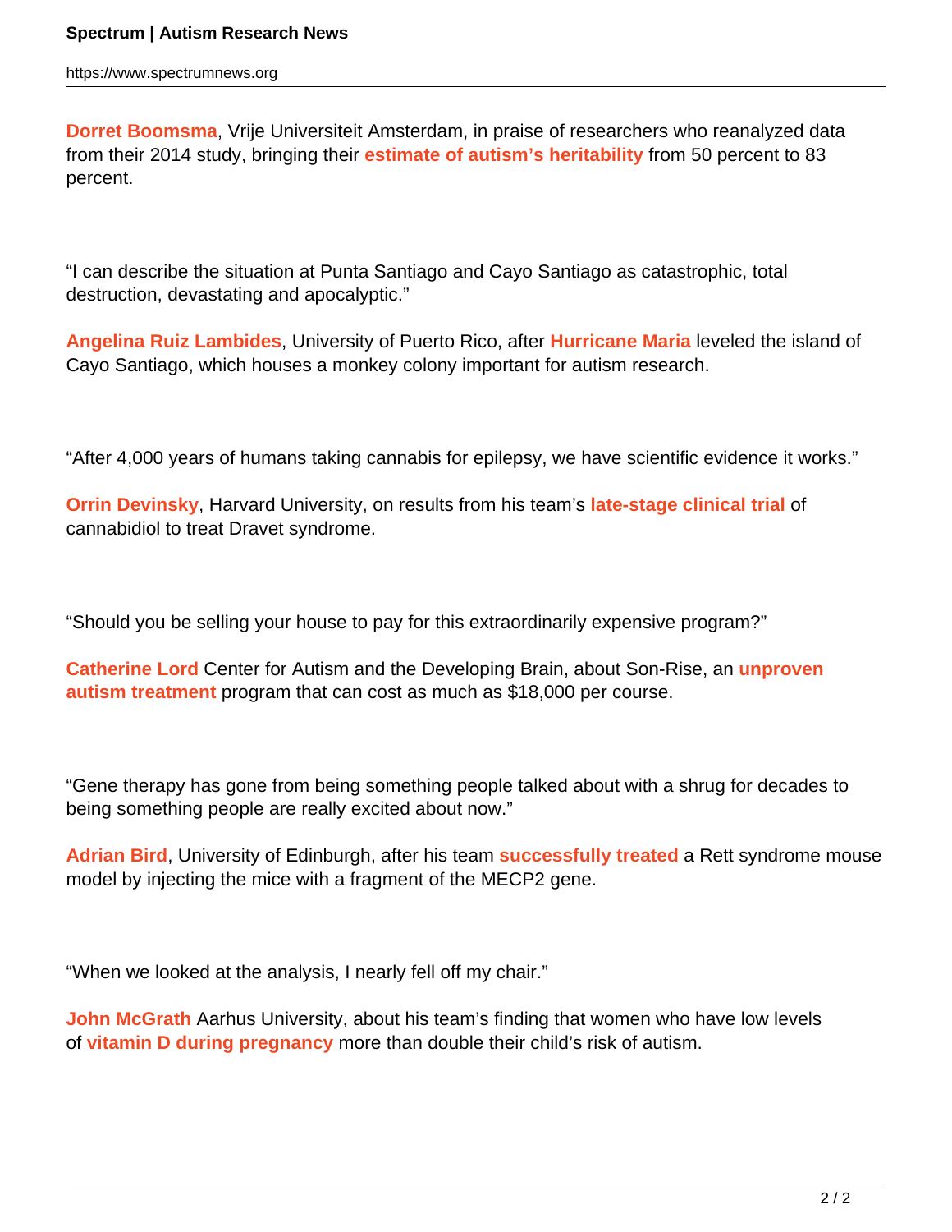**Dorret Boomsma**, Vrije Universiteit Amsterdam, in praise of researchers who reanalyzed data from their 2014 study, bringing their **estimate of autism's heritability** from 50 percent to 83 percent.

"I can describe the situation at Punta Santiago and Cayo Santiago as catastrophic, total destruction, devastating and apocalyptic."

**Angelina Ruiz Lambides**, University of Puerto Rico, after **Hurricane Maria** leveled the island of Cayo Santiago, which houses a monkey colony important for autism research.

"After 4,000 years of humans taking cannabis for epilepsy, we have scientific evidence it works."

**Orrin Devinsky**, Harvard University, on results from his team's **late-stage clinical trial** of cannabidiol to treat Dravet syndrome.

"Should you be selling your house to pay for this extraordinarily expensive program?"

**Catherine Lord** Center for Autism and the Developing Brain, about Son-Rise, an **unproven autism treatment** program that can cost as much as $18,000 per course.

"Gene therapy has gone from being something people talked about with a shrug for decades to being something people are really excited about now."

**Adrian Bird**, University of Edinburgh, after his team **successfully treated** a Rett syndrome mouse model by injecting the mice with a fragment of the MECP2 gene.

"When we looked at the analysis, I nearly fell off my chair."

**John McGrath** Aarhus University, about his team's finding that women who have low levels of **vitamin D during pregnancy** more than double their child's risk of autism.